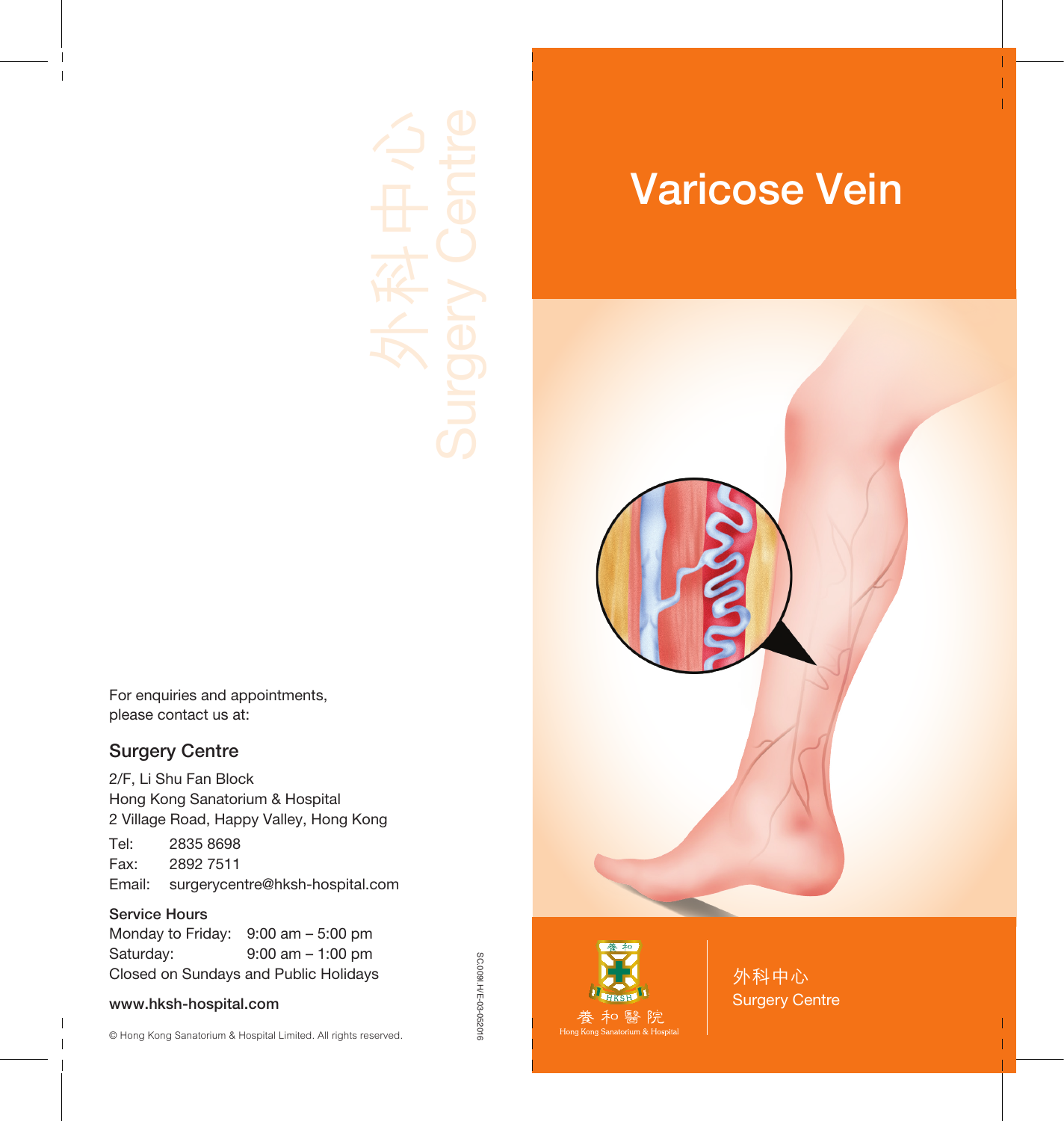# Varicose Vein

外科中心
Surgery Centre

養和醫院
Hong Kong Sanatorium & Hospital

外科中心
Surgery Centre

For enquiries and appointments, please contact us at:

## Surgery Centre

2/F, Li Shu Fan Block
Hong Kong Sanatorium & Hospital
2 Village Road, Happy Valley, Hong Kong

Tel: 2835 8698
Fax: 2892 7511
Email: surgerycentre@hksh-hospital.com

**Service Hours**
Monday to Friday: 9:00 am – 5:00 pm
Saturday: 9:00 am – 1:00 pm
Closed on Sundays and Public Holidays

**www.hksh-hospital.com**

© Hong Kong Sanatorium & Hospital Limited. All rights reserved.

SC.009I.H/E-03-052016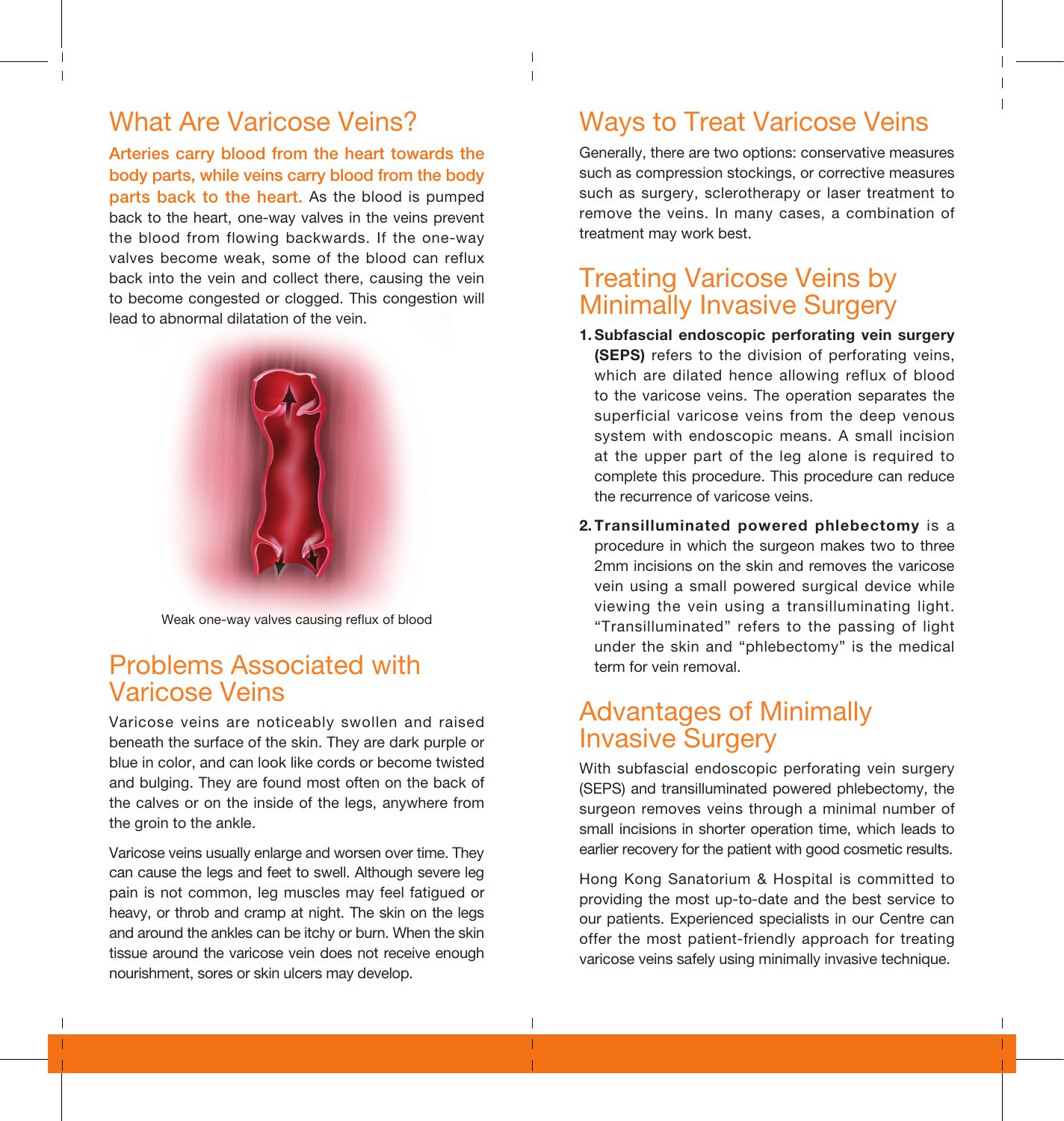## What Are Varicose Veins?

**Arteries carry blood from the heart towards the body parts, while veins carry blood from the body parts back to the heart.** As the blood is pumped back to the heart, one-way valves in the veins prevent the blood from flowing backwards. If the one-way valves become weak, some of the blood can reflux back into the vein and collect there, causing the vein to become congested or clogged. This congestion will lead to abnormal dilatation of the vein.

Weak one-way valves causing reflux of blood

## Problems Associated with Varicose Veins

Varicose veins are noticeably swollen and raised beneath the surface of the skin. They are dark purple or blue in color, and can look like cords or become twisted and bulging. They are found most often on the back of the calves or on the inside of the legs, anywhere from the groin to the ankle.

Varicose veins usually enlarge and worsen over time. They can cause the legs and feet to swell. Although severe leg pain is not common, leg muscles may feel fatigued or heavy, or throb and cramp at night. The skin on the legs and around the ankles can be itchy or burn. When the skin tissue around the varicose vein does not receive enough nourishment, sores or skin ulcers may develop.

## Ways to Treat Varicose Veins

Generally, there are two options: conservative measures such as compression stockings, or corrective measures such as surgery, sclerotherapy or laser treatment to remove the veins. In many cases, a combination of treatment may work best.

## Treating Varicose Veins by Minimally Invasive Surgery

1. **Subfascial endoscopic perforating vein surgery (SEPS)** refers to the division of perforating veins, which are dilated hence allowing reflux of blood to the varicose veins. The operation separates the superficial varicose veins from the deep venous system with endoscopic means. A small incision at the upper part of the leg alone is required to complete this procedure. This procedure can reduce the recurrence of varicose veins.
2. **Transilluminated powered phlebectomy** is a procedure in which the surgeon makes two to three 2mm incisions on the skin and removes the varicose vein using a small powered surgical device while viewing the vein using a transilluminating light. "Transilluminated" refers to the passing of light under the skin and "phlebectomy" is the medical term for vein removal.

## Advantages of Minimally Invasive Surgery

With subfascial endoscopic perforating vein surgery (SEPS) and transilluminated powered phlebectomy, the surgeon removes veins through a minimal number of small incisions in shorter operation time, which leads to earlier recovery for the patient with good cosmetic results.

Hong Kong Sanatorium & Hospital is committed to providing the most up-to-date and the best service to our patients. Experienced specialists in our Centre can offer the most patient-friendly approach for treating varicose veins safely using minimally invasive technique.